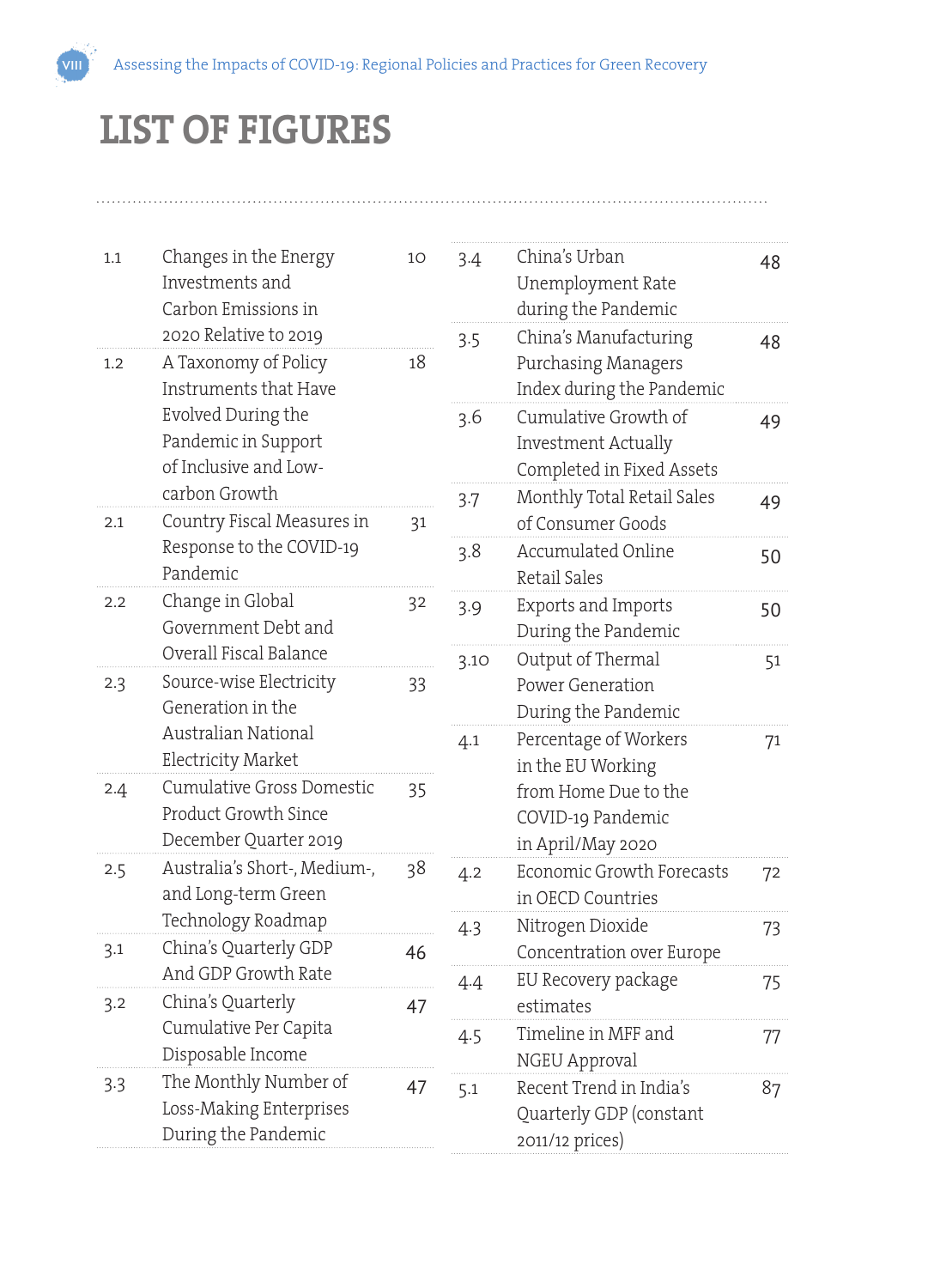# LIST OF FIGURES

| | | |
|---|---|---|
| 1.1 | Changes in the Energy Investments and Carbon Emissions in 2020 Relative to 2019 | 10 |
| 1.2 | A Taxonomy of Policy Instruments that Have Evolved During the Pandemic in Support of Inclusive and Low-carbon Growth | 18 |
| 2.1 | Country Fiscal Measures in Response to the COVID-19 Pandemic | 31 |
| 2.2 | Change in Global Government Debt and Overall Fiscal Balance | 32 |
| 2.3 | Source-wise Electricity Generation in the Australian National Electricity Market | 33 |
| 2.4 | Cumulative Gross Domestic Product Growth Since December Quarter 2019 | 35 |
| 2.5 | Australia's Short-, Medium-, and Long-term Green Technology Roadmap | 38 |
| 3.1 | China's Quarterly GDP And GDP Growth Rate | 46 |
| 3.2 | China's Quarterly Cumulative Per Capita Disposable Income | 47 |
| 3.3 | The Monthly Number of Loss-Making Enterprises During the Pandemic | 47 |
| 3.4 | China's Urban Unemployment Rate during the Pandemic | 48 |
| 3.5 | China's Manufacturing Purchasing Managers Index during the Pandemic | 48 |
| 3.6 | Cumulative Growth of Investment Actually Completed in Fixed Assets | 49 |
| 3.7 | Monthly Total Retail Sales of Consumer Goods | 49 |
| 3.8 | Accumulated Online Retail Sales | 50 |
| 3.9 | Exports and Imports During the Pandemic | 50 |
| 3.10 | Output of Thermal Power Generation During the Pandemic | 51 |
| 4.1 | Percentage of Workers in the EU Working from Home Due to the COVID-19 Pandemic in April/May 2020 | 71 |
| 4.2 | Economic Growth Forecasts in OECD Countries | 72 |
| 4.3 | Nitrogen Dioxide Concentration over Europe | 73 |
| 4.4 | EU Recovery package estimates | 75 |
| 4.5 | Timeline in MFF and NGEU Approval | 77 |
| 5.1 | Recent Trend in India's Quarterly GDP (constant 2011/12 prices) | 87 |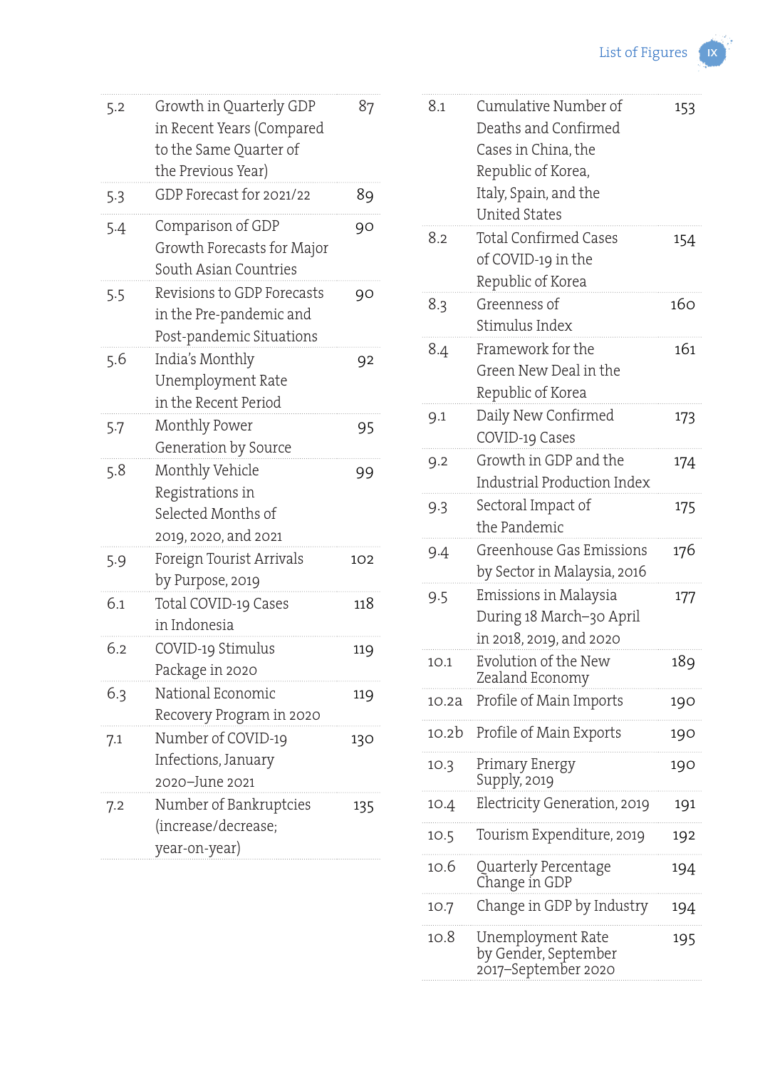| | | |
|---|---|---|
| 5.2 | Growth in Quarterly GDP in Recent Years (Compared to the Same Quarter of the Previous Year) | 87 |
| 5.3 | GDP Forecast for 2021/22 | 89 |
| 5.4 | Comparison of GDP Growth Forecasts for Major South Asian Countries | 90 |
| 5.5 | Revisions to GDP Forecasts in the Pre-pandemic and Post-pandemic Situations | 90 |
| 5.6 | India's Monthly Unemployment Rate in the Recent Period | 92 |
| 5.7 | Monthly Power Generation by Source | 95 |
| 5.8 | Monthly Vehicle Registrations in Selected Months of 2019, 2020, and 2021 | 99 |
| 5.9 | Foreign Tourist Arrivals by Purpose, 2019 | 102 |
| 6.1 | Total COVID-19 Cases in Indonesia | 118 |
| 6.2 | COVID-19 Stimulus Package in 2020 | 119 |
| 6.3 | National Economic Recovery Program in 2020 | 119 |
| 7.1 | Number of COVID-19 Infections, January 2020–June 2021 | 130 |
| 7.2 | Number of Bankruptcies (increase/decrease; year-on-year) | 135 |
| 8.1 | Cumulative Number of Deaths and Confirmed Cases in China, the Republic of Korea, Italy, Spain, and the United States | 153 |
| 8.2 | Total Confirmed Cases of COVID-19 in the Republic of Korea | 154 |
| 8.3 | Greenness of Stimulus Index | 160 |
| 8.4 | Framework for the Green New Deal in the Republic of Korea | 161 |
| 9.1 | Daily New Confirmed COVID-19 Cases | 173 |
| 9.2 | Growth in GDP and the Industrial Production Index | 174 |
| 9.3 | Sectoral Impact of the Pandemic | 175 |
| 9.4 | Greenhouse Gas Emissions by Sector in Malaysia, 2016 | 176 |
| 9.5 | Emissions in Malaysia During 18 March–30 April in 2018, 2019, and 2020 | 177 |
| 10.1 | Evolution of the New Zealand Economy | 189 |
| 10.2a | Profile of Main Imports | 190 |
| 10.2b | Profile of Main Exports | 190 |
| 10.3 | Primary Energy Supply, 2019 | 190 |
| 10.4 | Electricity Generation, 2019 | 191 |
| 10.5 | Tourism Expenditure, 2019 | 192 |
| 10.6 | Quarterly Percentage Change in GDP | 194 |
| 10.7 | Change in GDP by Industry | 194 |
| 10.8 | Unemployment Rate by Gender, September 2017–September 2020 | 195 |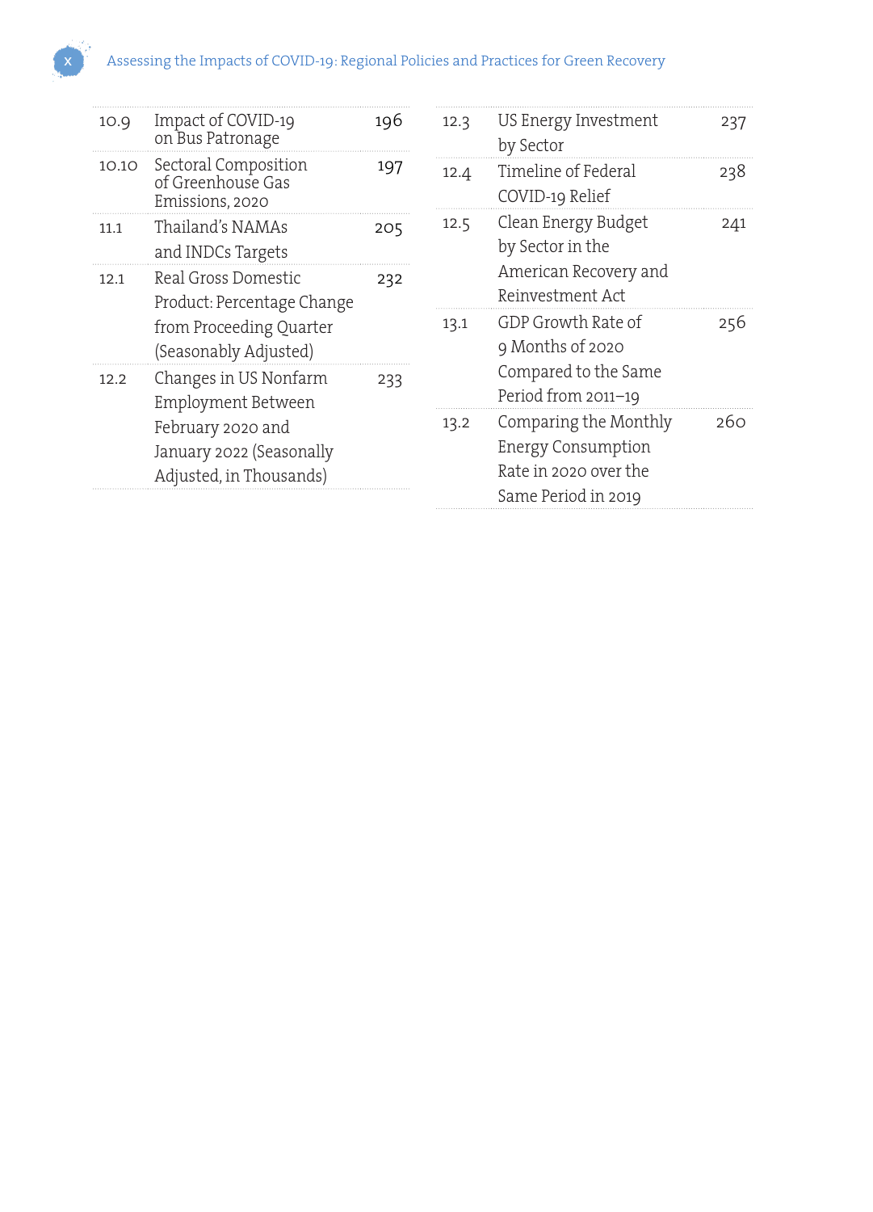| | | |
|---|---|---|
| 10.9 | Impact of COVID-19 on Bus Patronage | 196 |
| 10.10 | Sectoral Composition of Greenhouse Gas Emissions, 2020 | 197 |
| 11.1 | Thailand's NAMAs and INDCs Targets | 205 |
| 12.1 | Real Gross Domestic Product: Percentage Change from Proceeding Quarter (Seasonably Adjusted) | 232 |
| 12.2 | Changes in US Nonfarm Employment Between February 2020 and January 2022 (Seasonally Adjusted, in Thousands) | 233 |
| 12.3 | US Energy Investment by Sector | 237 |
| 12.4 | Timeline of Federal COVID-19 Relief | 238 |
| 12.5 | Clean Energy Budget by Sector in the American Recovery and Reinvestment Act | 241 |
| 13.1 | GDP Growth Rate of 9 Months of 2020 Compared to the Same Period from 2011–19 | 256 |
| 13.2 | Comparing the Monthly Energy Consumption Rate in 2020 over the Same Period in 2019 | 260 |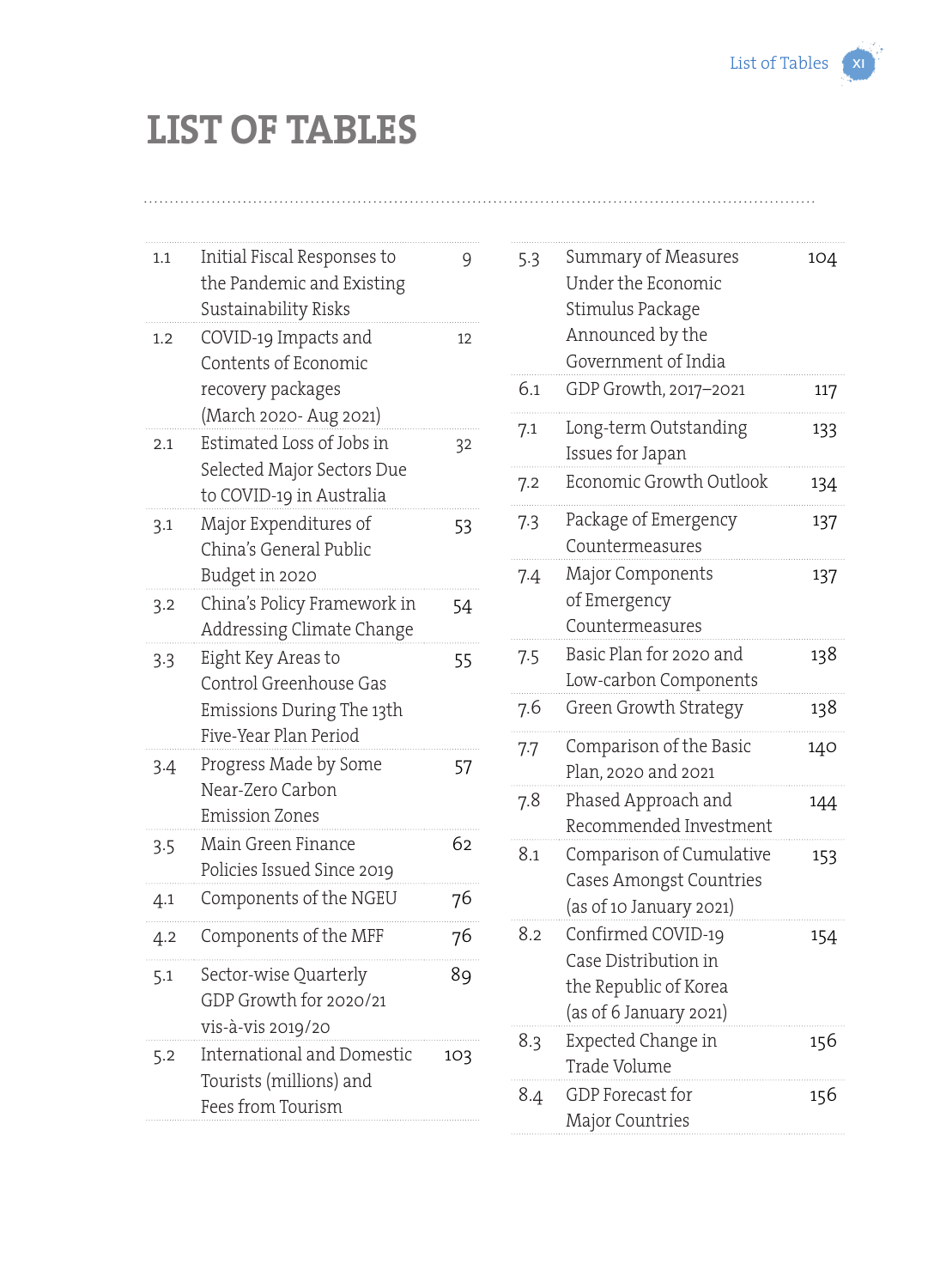# LIST OF TABLES

| | | |
|---|---|---|
| 1.1 | Initial Fiscal Responses to the Pandemic and Existing Sustainability Risks | 9 |
| 1.2 | COVID-19 Impacts and Contents of Economic recovery packages (March 2020- Aug 2021) | 12 |
| 2.1 | Estimated Loss of Jobs in Selected Major Sectors Due to COVID-19 in Australia | 32 |
| 3.1 | Major Expenditures of China's General Public Budget in 2020 | 53 |
| 3.2 | China's Policy Framework in Addressing Climate Change | 54 |
| 3.3 | Eight Key Areas to Control Greenhouse Gas Emissions During The 13th Five-Year Plan Period | 55 |
| 3.4 | Progress Made by Some Near-Zero Carbon Emission Zones | 57 |
| 3.5 | Main Green Finance Policies Issued Since 2019 | 62 |
| 4.1 | Components of the NGEU | 76 |
| 4.2 | Components of the MFF | 76 |
| 5.1 | Sector-wise Quarterly GDP Growth for 2020/21 vis-à-vis 2019/20 | 89 |
| 5.2 | International and Domestic Tourists (millions) and Fees from Tourism | 103 |
| 5.3 | Summary of Measures Under the Economic Stimulus Package Announced by the Government of India | 104 |
| 6.1 | GDP Growth, 2017–2021 | 117 |
| 7.1 | Long-term Outstanding Issues for Japan | 133 |
| 7.2 | Economic Growth Outlook | 134 |
| 7.3 | Package of Emergency Countermeasures | 137 |
| 7.4 | Major Components of Emergency Countermeasures | 137 |
| 7.5 | Basic Plan for 2020 and Low-carbon Components | 138 |
| 7.6 | Green Growth Strategy | 138 |
| 7.7 | Comparison of the Basic Plan, 2020 and 2021 | 140 |
| 7.8 | Phased Approach and Recommended Investment | 144 |
| 8.1 | Comparison of Cumulative Cases Amongst Countries (as of 10 January 2021) | 153 |
| 8.2 | Confirmed COVID-19 Case Distribution in the Republic of Korea (as of 6 January 2021) | 154 |
| 8.3 | Expected Change in Trade Volume | 156 |
| 8.4 | GDP Forecast for Major Countries | 156 |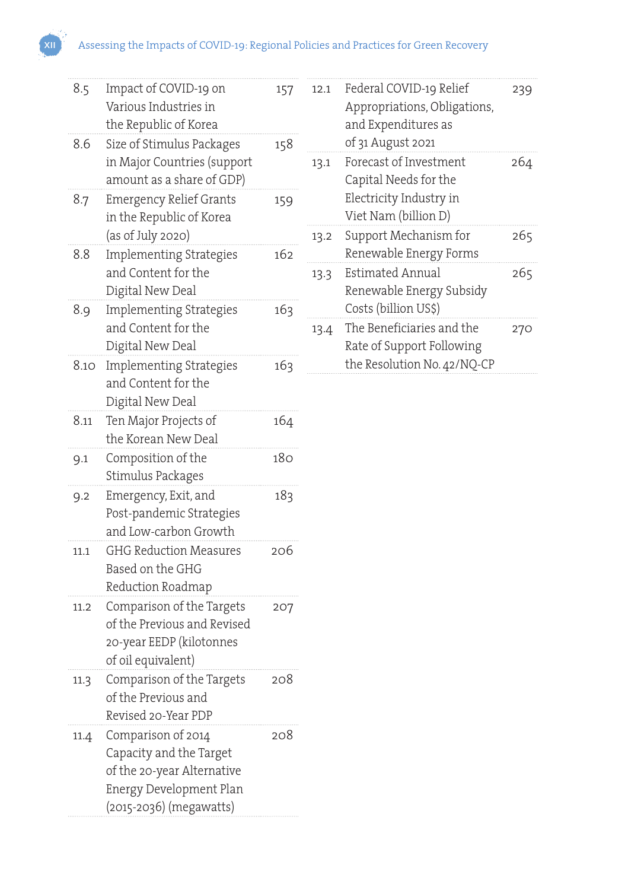| | | |
|---|---|---|
| 8.5 | Impact of COVID-19 on Various Industries in the Republic of Korea | 157 |
| 8.6 | Size of Stimulus Packages in Major Countries (support amount as a share of GDP) | 158 |
| 8.7 | Emergency Relief Grants in the Republic of Korea (as of July 2020) | 159 |
| 8.8 | Implementing Strategies and Content for the Digital New Deal | 162 |
| 8.9 | Implementing Strategies and Content for the Digital New Deal | 163 |
| 8.10 | Implementing Strategies and Content for the Digital New Deal | 163 |
| 8.11 | Ten Major Projects of the Korean New Deal | 164 |
| 9.1 | Composition of the Stimulus Packages | 180 |
| 9.2 | Emergency, Exit, and Post-pandemic Strategies and Low-carbon Growth | 183 |
| 11.1 | GHG Reduction Measures Based on the GHG Reduction Roadmap | 206 |
| 11.2 | Comparison of the Targets of the Previous and Revised 20-year EEDP (kilotonnes of oil equivalent) | 207 |
| 11.3 | Comparison of the Targets of the Previous and Revised 20-Year PDP | 208 |
| 11.4 | Comparison of 2014 Capacity and the Target of the 20-year Alternative Energy Development Plan (2015-2036) (megawatts) | 208 |
| 12.1 | Federal COVID-19 Relief Appropriations, Obligations, and Expenditures as of 31 August 2021 | 239 |
| 13.1 | Forecast of Investment Capital Needs for the Electricity Industry in Viet Nam (billion D) | 264 |
| 13.2 | Support Mechanism for Renewable Energy Forms | 265 |
| 13.3 | Estimated Annual Renewable Energy Subsidy Costs (billion US$) | 265 |
| 13.4 | The Beneficiaries and the Rate of Support Following the Resolution No. 42/NQ-CP | 270 |